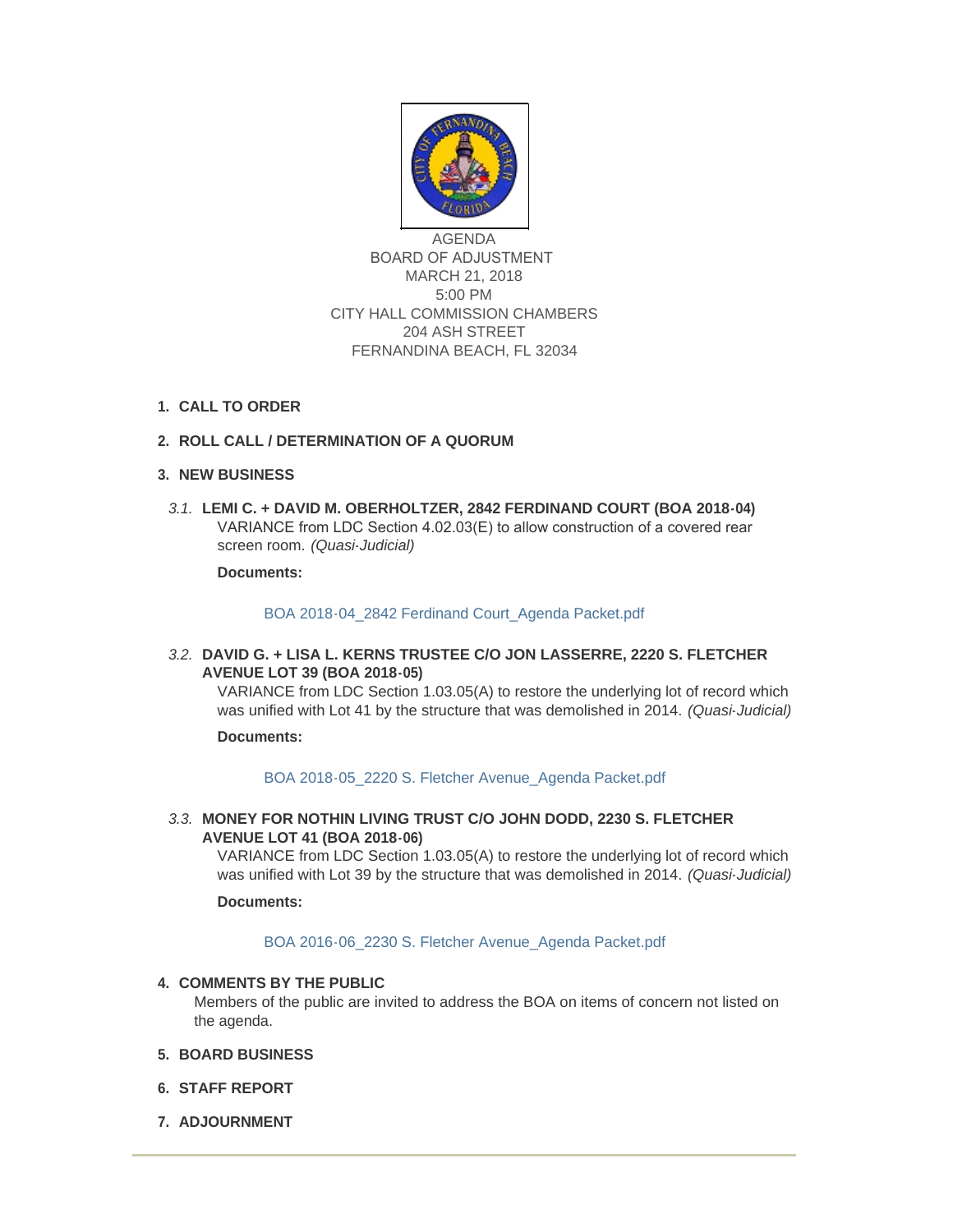AGENDA
BOARD OF ADJUSTMENT
MARCH 21, 2018
5:00 PM
CITY HALL COMMISSION CHAMBERS
204 ASH STREET
FERNANDINA BEACH, FL 32034

1. **CALL TO ORDER**

2. **ROLL CALL / DETERMINATION OF A QUORUM**

3. **NEW BUSINESS**

   *3.1.* **LEMI C. + DAVID M. OBERHOLTZER, 2842 FERDINAND COURT (BOA 2018-04)**
   VARIANCE from LDC Section 4.02.03(E) to allow construction of a covered rear screen room. *(Quasi-Judicial)*

   **Documents:**

   BOA 2018-04_2842 Ferdinand Court_Agenda Packet.pdf

   *3.2.* **DAVID G. + LISA L. KERNS TRUSTEE C/O JON LASSERRE, 2220 S. FLETCHER AVENUE LOT 39 (BOA 2018-05)**
   VARIANCE from LDC Section 1.03.05(A) to restore the underlying lot of record which was unified with Lot 41 by the structure that was demolished in 2014. *(Quasi-Judicial)*

   **Documents:**

   BOA 2018-05_2220 S. Fletcher Avenue_Agenda Packet.pdf

   *3.3.* **MONEY FOR NOTHIN LIVING TRUST C/O JOHN DODD, 2230 S. FLETCHER AVENUE LOT 41 (BOA 2018-06)**
   VARIANCE from LDC Section 1.03.05(A) to restore the underlying lot of record which was unified with Lot 39 by the structure that was demolished in 2014. *(Quasi-Judicial)*

   **Documents:**

   BOA 2016-06_2230 S. Fletcher Avenue_Agenda Packet.pdf

4. **COMMENTS BY THE PUBLIC**
   Members of the public are invited to address the BOA on items of concern not listed on the agenda.

5. **BOARD BUSINESS**

6. **STAFF REPORT**

7. **ADJOURNMENT**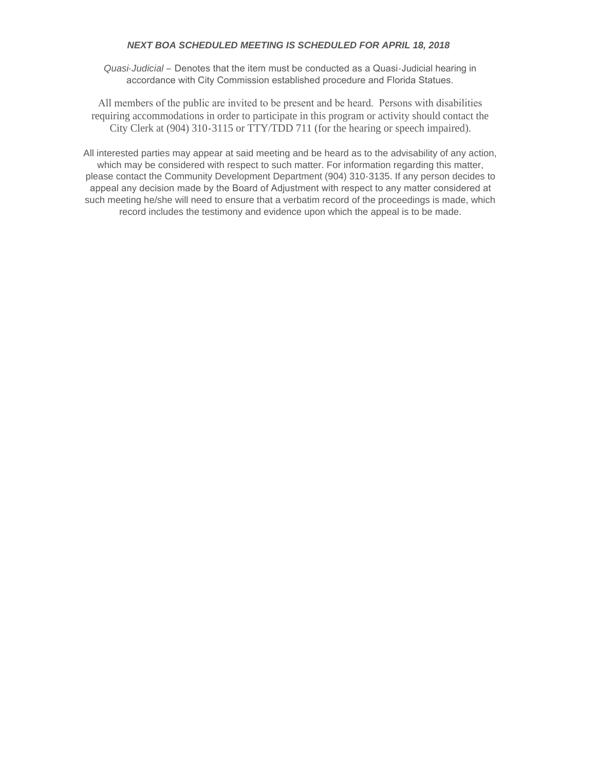***NEXT BOA SCHEDULED MEETING IS SCHEDULED FOR APRIL 18, 2018***

*Quasi-Judicial* – Denotes that the item must be conducted as a Quasi-Judicial hearing in accordance with City Commission established procedure and Florida Statues.

All members of the public are invited to be present and be heard. Persons with disabilities requiring accommodations in order to participate in this program or activity should contact the City Clerk at (904) 310-3115 or TTY/TDD 711 (for the hearing or speech impaired).

All interested parties may appear at said meeting and be heard as to the advisability of any action, which may be considered with respect to such matter. For information regarding this matter, please contact the Community Development Department (904) 310-3135. If any person decides to appeal any decision made by the Board of Adjustment with respect to any matter considered at such meeting he/she will need to ensure that a verbatim record of the proceedings is made, which record includes the testimony and evidence upon which the appeal is to be made.